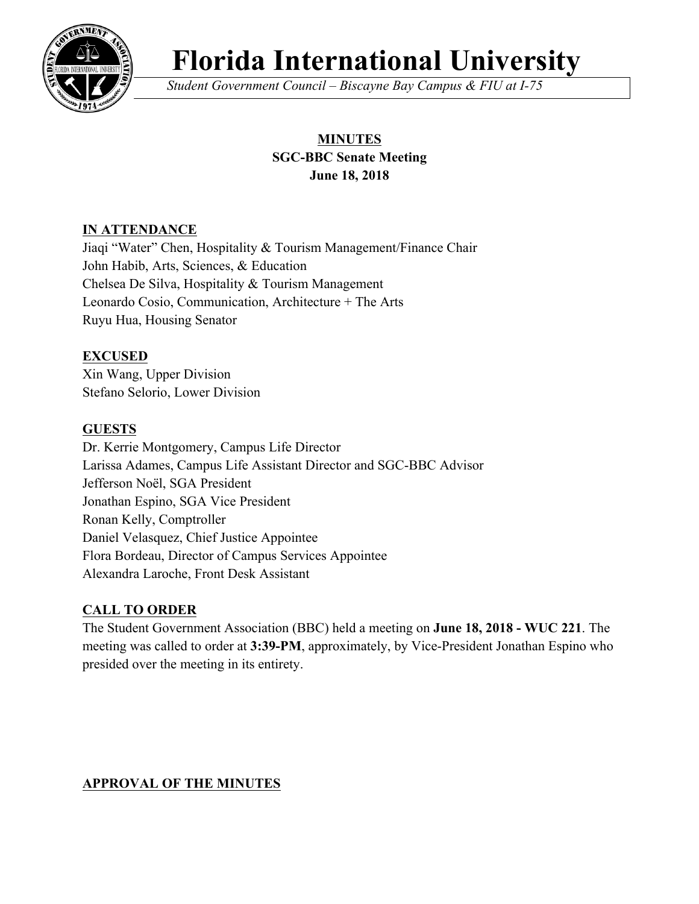# Florida International University

*Student Government Council – Biscayne Bay Campus & FIU at I-75*

**MINUTES**
**SGC-BBC Senate Meeting**
**June 18, 2018**

## IN ATTENDANCE

Jiaqi "Water" Chen, Hospitality & Tourism Management/Finance Chair
John Habib, Arts, Sciences, & Education
Chelsea De Silva, Hospitality & Tourism Management
Leonardo Cosio, Communication, Architecture + The Arts
Ruyu Hua, Housing Senator

## EXCUSED

Xin Wang, Upper Division
Stefano Selorio, Lower Division

## GUESTS

Dr. Kerrie Montgomery, Campus Life Director
Larissa Adames, Campus Life Assistant Director and SGC-BBC Advisor
Jefferson Noël, SGA President
Jonathan Espino, SGA Vice President
Ronan Kelly, Comptroller
Daniel Velasquez, Chief Justice Appointee
Flora Bordeau, Director of Campus Services Appointee
Alexandra Laroche, Front Desk Assistant

## CALL TO ORDER

The Student Government Association (BBC) held a meeting on **June 18, 2018 - WUC 221**. The meeting was called to order at **3:39-PM**, approximately, by Vice-President Jonathan Espino who presided over the meeting in its entirety.

## APPROVAL OF THE MINUTES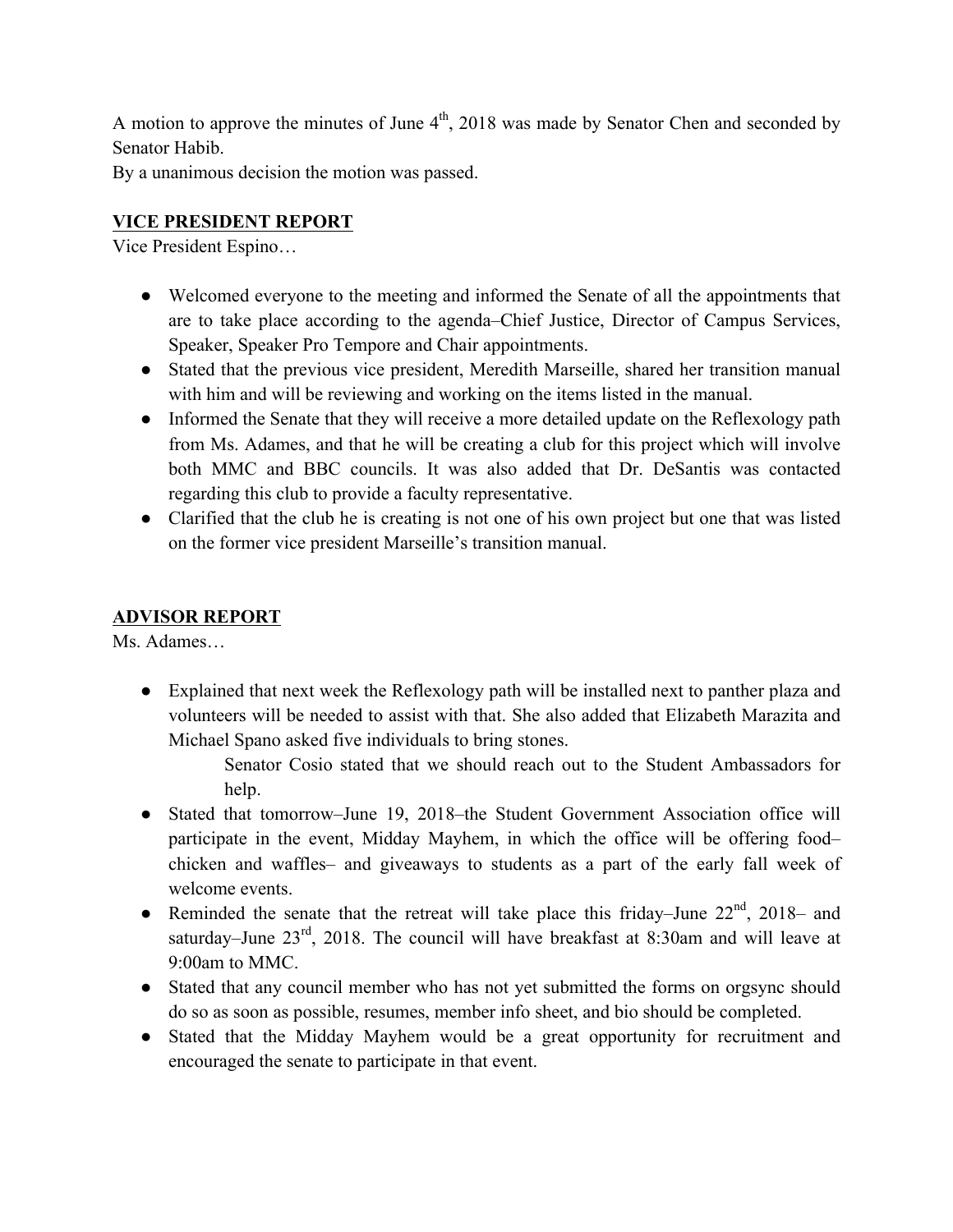A motion to approve the minutes of June 4th, 2018 was made by Senator Chen and seconded by Senator Habib.
By a unanimous decision the motion was passed.

**VICE PRESIDENT REPORT**

Vice President Espino…

- Welcomed everyone to the meeting and informed the Senate of all the appointments that are to take place according to the agenda–Chief Justice, Director of Campus Services, Speaker, Speaker Pro Tempore and Chair appointments.
- Stated that the previous vice president, Meredith Marseille, shared her transition manual with him and will be reviewing and working on the items listed in the manual.
- Informed the Senate that they will receive a more detailed update on the Reflexology path from Ms. Adames, and that he will be creating a club for this project which will involve both MMC and BBC councils. It was also added that Dr. DeSantis was contacted regarding this club to provide a faculty representative.
- Clarified that the club he is creating is not one of his own project but one that was listed on the former vice president Marseille's transition manual.

**ADVISOR REPORT**

Ms. Adames…

- Explained that next week the Reflexology path will be installed next to panther plaza and volunteers will be needed to assist with that. She also added that Elizabeth Marazita and Michael Spano asked five individuals to bring stones.

  Senator Cosio stated that we should reach out to the Student Ambassadors for help.

- Stated that tomorrow–June 19, 2018–the Student Government Association office will participate in the event, Midday Mayhem, in which the office will be offering food–chicken and waffles– and giveaways to students as a part of the early fall week of welcome events.
- Reminded the senate that the retreat will take place this friday–June 22nd, 2018– and saturday–June 23rd, 2018. The council will have breakfast at 8:30am and will leave at 9:00am to MMC.
- Stated that any council member who has not yet submitted the forms on orgsync should do so as soon as possible, resumes, member info sheet, and bio should be completed.
- Stated that the Midday Mayhem would be a great opportunity for recruitment and encouraged the senate to participate in that event.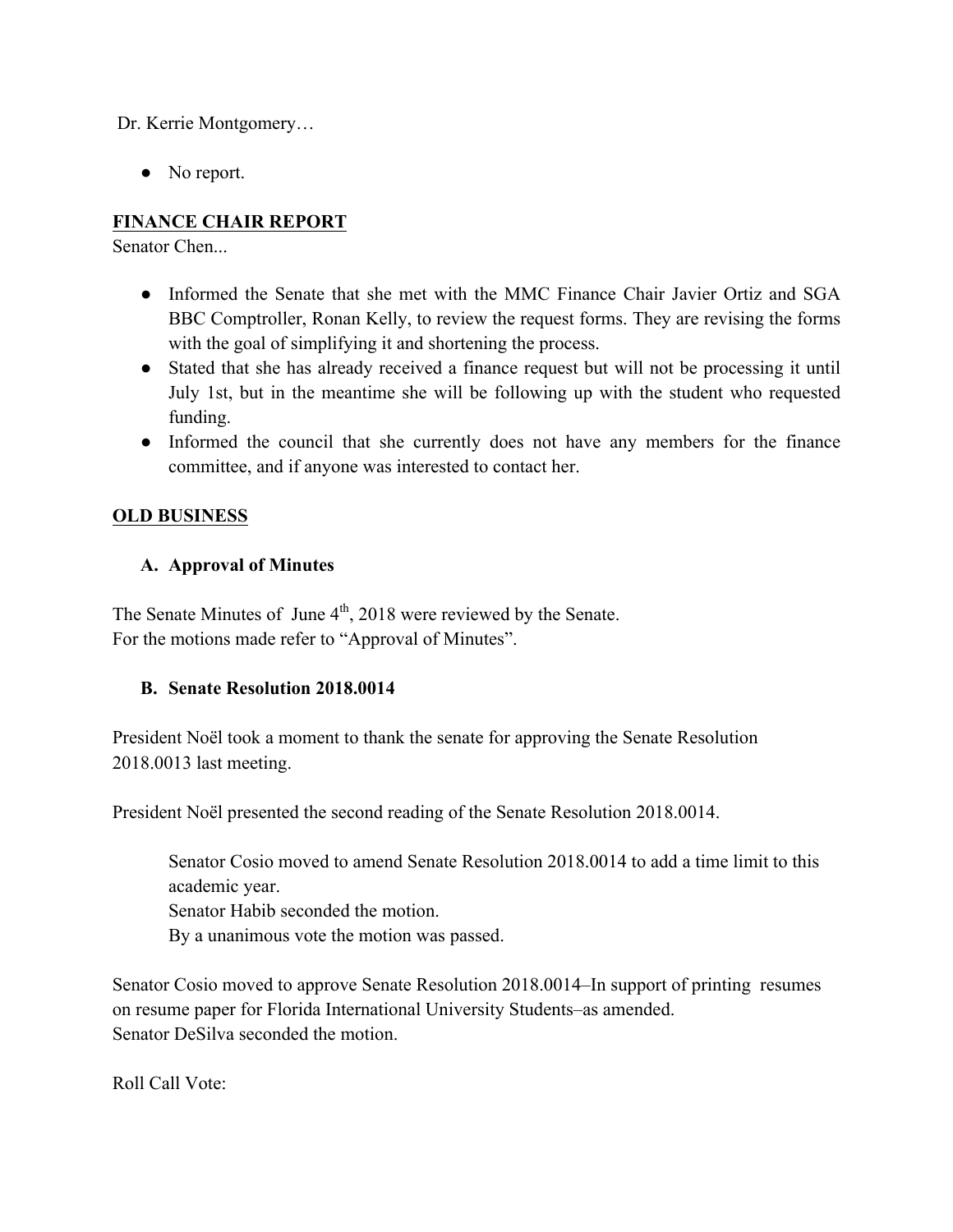Dr. Kerrie Montgomery…

- No report.

## FINANCE CHAIR REPORT

Senator Chen...

- Informed the Senate that she met with the MMC Finance Chair Javier Ortiz and SGA BBC Comptroller, Ronan Kelly, to review the request forms. They are revising the forms with the goal of simplifying it and shortening the process.
- Stated that she has already received a finance request but will not be processing it until July 1st, but in the meantime she will be following up with the student who requested funding.
- Informed the council that she currently does not have any members for the finance committee, and if anyone was interested to contact her.

## OLD BUSINESS

### A. Approval of Minutes

The Senate Minutes of June 4th, 2018 were reviewed by the Senate.
For the motions made refer to "Approval of Minutes".

### B. Senate Resolution 2018.0014

President Noël took a moment to thank the senate for approving the Senate Resolution 2018.0013 last meeting.

President Noël presented the second reading of the Senate Resolution 2018.0014.

> Senator Cosio moved to amend Senate Resolution 2018.0014 to add a time limit to this academic year.
> Senator Habib seconded the motion.
> By a unanimous vote the motion was passed.

Senator Cosio moved to approve Senate Resolution 2018.0014–In support of printing resumes on resume paper for Florida International University Students–as amended.
Senator DeSilva seconded the motion.

Roll Call Vote: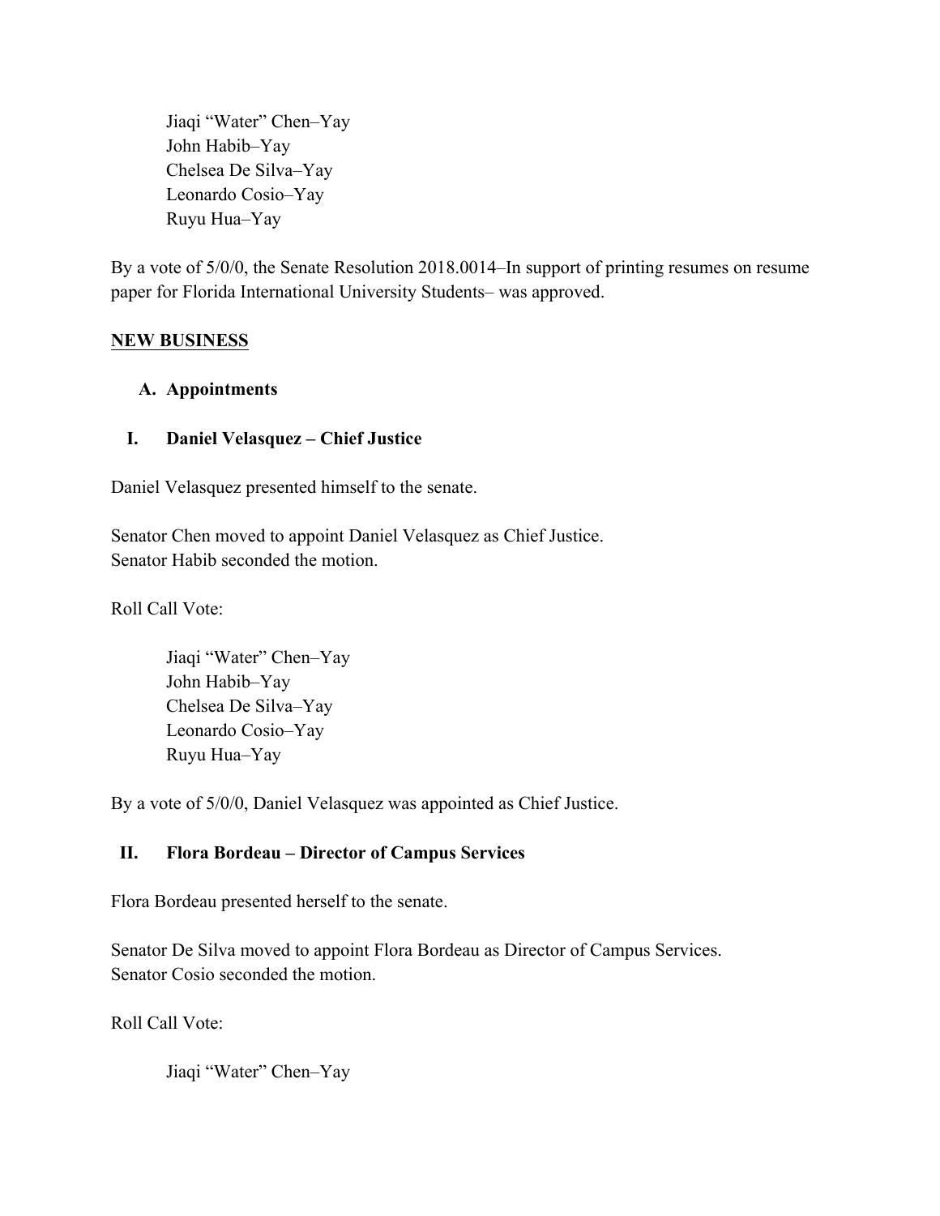Jiaqi "Water" Chen–Yay
John Habib–Yay
Chelsea De Silva–Yay
Leonardo Cosio–Yay
Ruyu Hua–Yay

By a vote of 5/0/0, the Senate Resolution 2018.0014–In support of printing resumes on resume paper for Florida International University Students– was approved.

## NEW BUSINESS

### A. Appointments

#### I. Daniel Velasquez – Chief Justice

Daniel Velasquez presented himself to the senate.

Senator Chen moved to appoint Daniel Velasquez as Chief Justice.
Senator Habib seconded the motion.

Roll Call Vote:

Jiaqi "Water" Chen–Yay
John Habib–Yay
Chelsea De Silva–Yay
Leonardo Cosio–Yay
Ruyu Hua–Yay

By a vote of 5/0/0, Daniel Velasquez was appointed as Chief Justice.

#### II. Flora Bordeau – Director of Campus Services

Flora Bordeau presented herself to the senate.

Senator De Silva moved to appoint Flora Bordeau as Director of Campus Services.
Senator Cosio seconded the motion.

Roll Call Vote:

Jiaqi "Water" Chen–Yay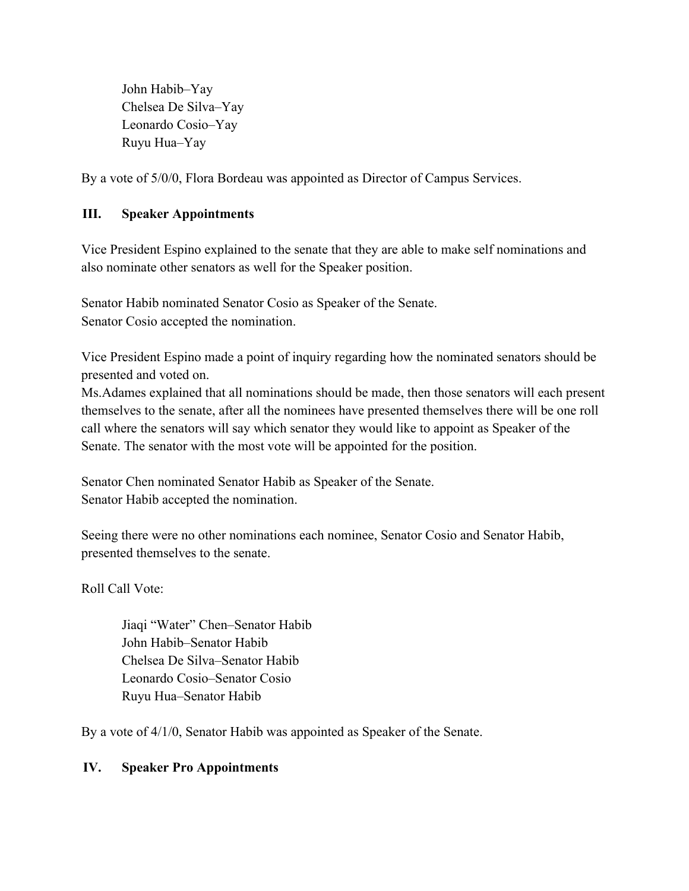John Habib–Yay
Chelsea De Silva–Yay
Leonardo Cosio–Yay
Ruyu Hua–Yay

By a vote of 5/0/0, Flora Bordeau was appointed as Director of Campus Services.

## III. Speaker Appointments

Vice President Espino explained to the senate that they are able to make self nominations and also nominate other senators as well for the Speaker position.

Senator Habib nominated Senator Cosio as Speaker of the Senate.
Senator Cosio accepted the nomination.

Vice President Espino made a point of inquiry regarding how the nominated senators should be presented and voted on.
Ms.Adames explained that all nominations should be made, then those senators will each present themselves to the senate, after all the nominees have presented themselves there will be one roll call where the senators will say which senator they would like to appoint as Speaker of the Senate. The senator with the most vote will be appointed for the position.

Senator Chen nominated Senator Habib as Speaker of the Senate.
Senator Habib accepted the nomination.

Seeing there were no other nominations each nominee, Senator Cosio and Senator Habib, presented themselves to the senate.

Roll Call Vote:

Jiaqi “Water” Chen–Senator Habib
John Habib–Senator Habib
Chelsea De Silva–Senator Habib
Leonardo Cosio–Senator Cosio
Ruyu Hua–Senator Habib

By a vote of 4/1/0, Senator Habib was appointed as Speaker of the Senate.

## IV. Speaker Pro Appointments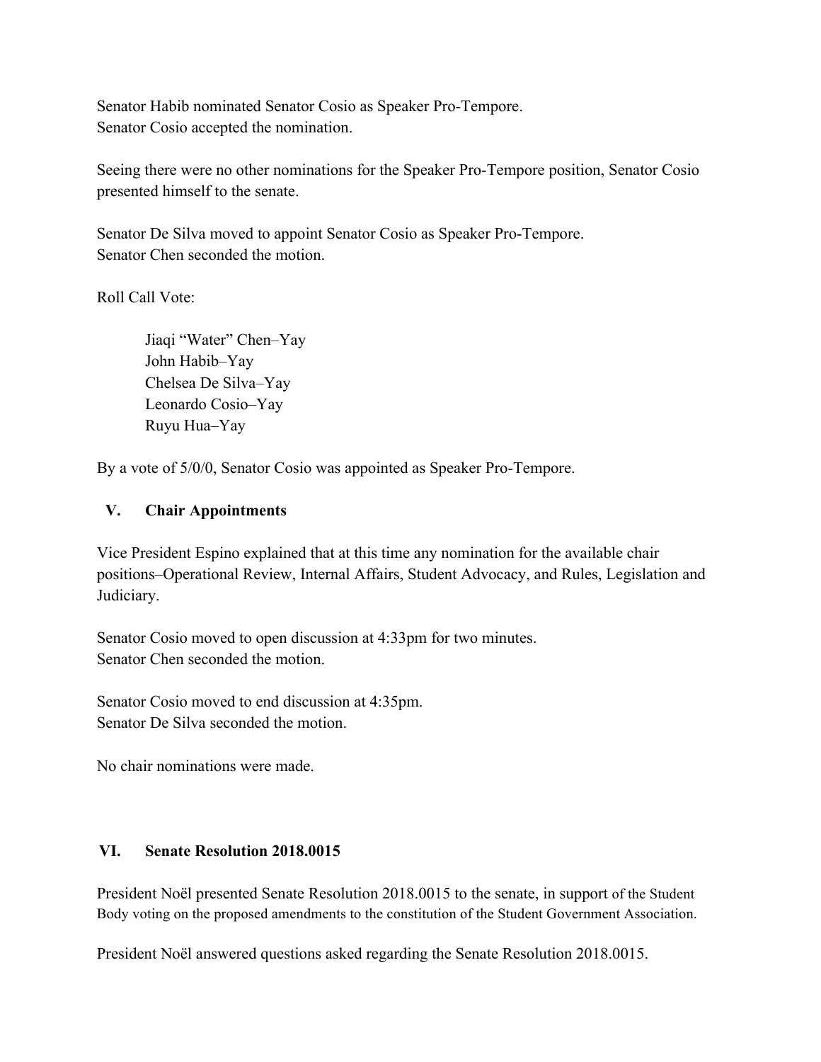Senator Habib nominated Senator Cosio as Speaker Pro-Tempore.
Senator Cosio accepted the nomination.

Seeing there were no other nominations for the Speaker Pro-Tempore position, Senator Cosio presented himself to the senate.

Senator De Silva moved to appoint Senator Cosio as Speaker Pro-Tempore.
Senator Chen seconded the motion.

Roll Call Vote:

> Jiaqi "Water" Chen–Yay
> John Habib–Yay
> Chelsea De Silva–Yay
> Leonardo Cosio–Yay
> Ruyu Hua–Yay

By a vote of 5/0/0, Senator Cosio was appointed as Speaker Pro-Tempore.

## V. Chair Appointments

Vice President Espino explained that at this time any nomination for the available chair positions–Operational Review, Internal Affairs, Student Advocacy, and Rules, Legislation and Judiciary.

Senator Cosio moved to open discussion at 4:33pm for two minutes.
Senator Chen seconded the motion.

Senator Cosio moved to end discussion at 4:35pm.
Senator De Silva seconded the motion.

No chair nominations were made.

## VI. Senate Resolution 2018.0015

President Noël presented Senate Resolution 2018.0015 to the senate, in support of the Student Body voting on the proposed amendments to the constitution of the Student Government Association.

President Noël answered questions asked regarding the Senate Resolution 2018.0015.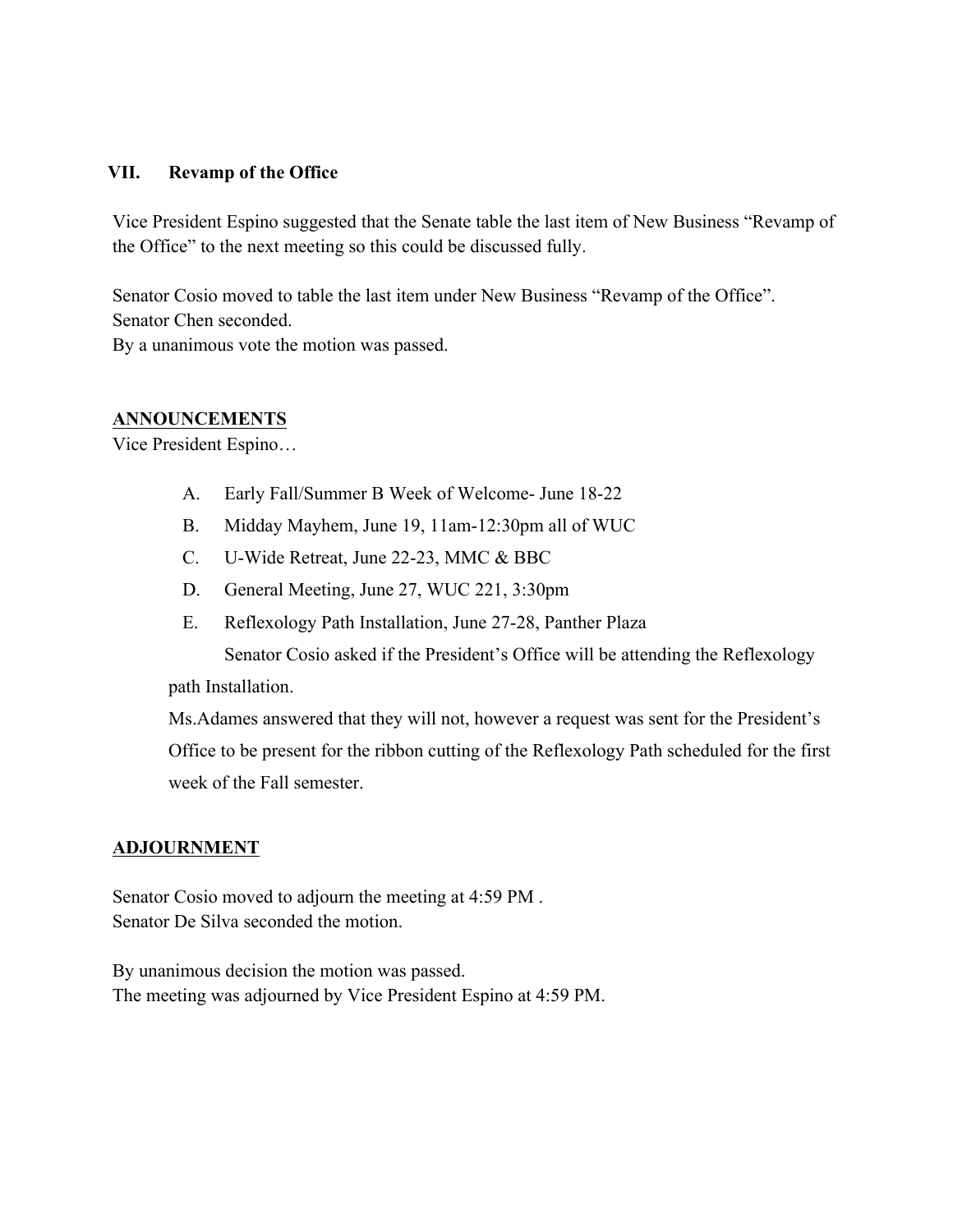## VII. Revamp of the Office

Vice President Espino suggested that the Senate table the last item of New Business "Revamp of the Office" to the next meeting so this could be discussed fully.

Senator Cosio moved to table the last item under New Business "Revamp of the Office".
Senator Chen seconded.
By a unanimous vote the motion was passed.

## ANNOUNCEMENTS

Vice President Espino…

A. Early Fall/Summer B Week of Welcome- June 18-22
B. Midday Mayhem, June 19, 11am-12:30pm all of WUC
C. U-Wide Retreat, June 22-23, MMC & BBC
D. General Meeting, June 27, WUC 221, 3:30pm
E. Reflexology Path Installation, June 27-28, Panther Plaza

Senator Cosio asked if the President's Office will be attending the Reflexology path Installation.

Ms.Adames answered that they will not, however a request was sent for the President's Office to be present for the ribbon cutting of the Reflexology Path scheduled for the first week of the Fall semester.

## ADJOURNMENT

Senator Cosio moved to adjourn the meeting at 4:59 PM .
Senator De Silva seconded the motion.

By unanimous decision the motion was passed.
The meeting was adjourned by Vice President Espino at 4:59 PM.